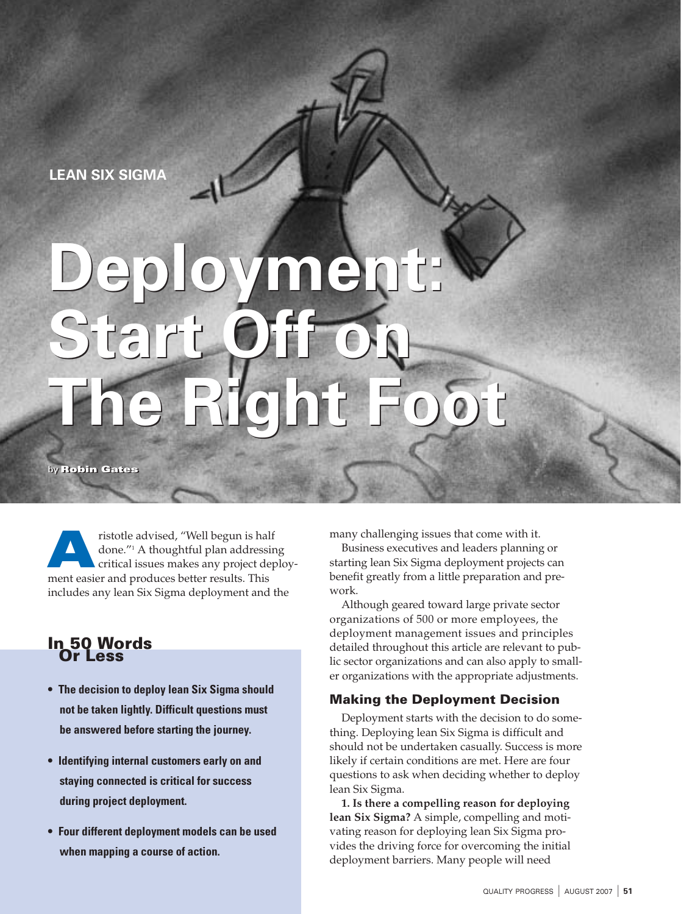LEAN SIX SIGMA

# Deployment: Start Off on The Right Foot

by **Robin Gates**

Aristotle advised, "Well begun is half done."[1] A thoughtful plan addressing critical issues makes any project deployment easier and produces better results. This includes any lean Six Sigma deployment and the many challenging issues that come with it.

Business executives and leaders planning or starting lean Six Sigma deployment projects can benefit greatly from a little preparation and prework.

Although geared toward large private sector organizations of 500 or more employees, the deployment management issues and principles detailed throughout this article are relevant to public sector organizations and can also apply to smaller organizations with the appropriate adjustments.

### In 50 Words Or Less

- **The decision to deploy lean Six Sigma should not be taken lightly. Difficult questions must be answered before starting the journey.**
- **Identifying internal customers early on and staying connected is critical for success during project deployment.**
- **Four different deployment models can be used when mapping a course of action.**

## Making the Deployment Decision

Deployment starts with the decision to do something. Deploying lean Six Sigma is difficult and should not be undertaken casually. Success is more likely if certain conditions are met. Here are four questions to ask when deciding whether to deploy lean Six Sigma.

**1. Is there a compelling reason for deploying lean Six Sigma?** A simple, compelling and motivating reason for deploying lean Six Sigma provides the driving force for overcoming the initial deployment barriers. Many people will need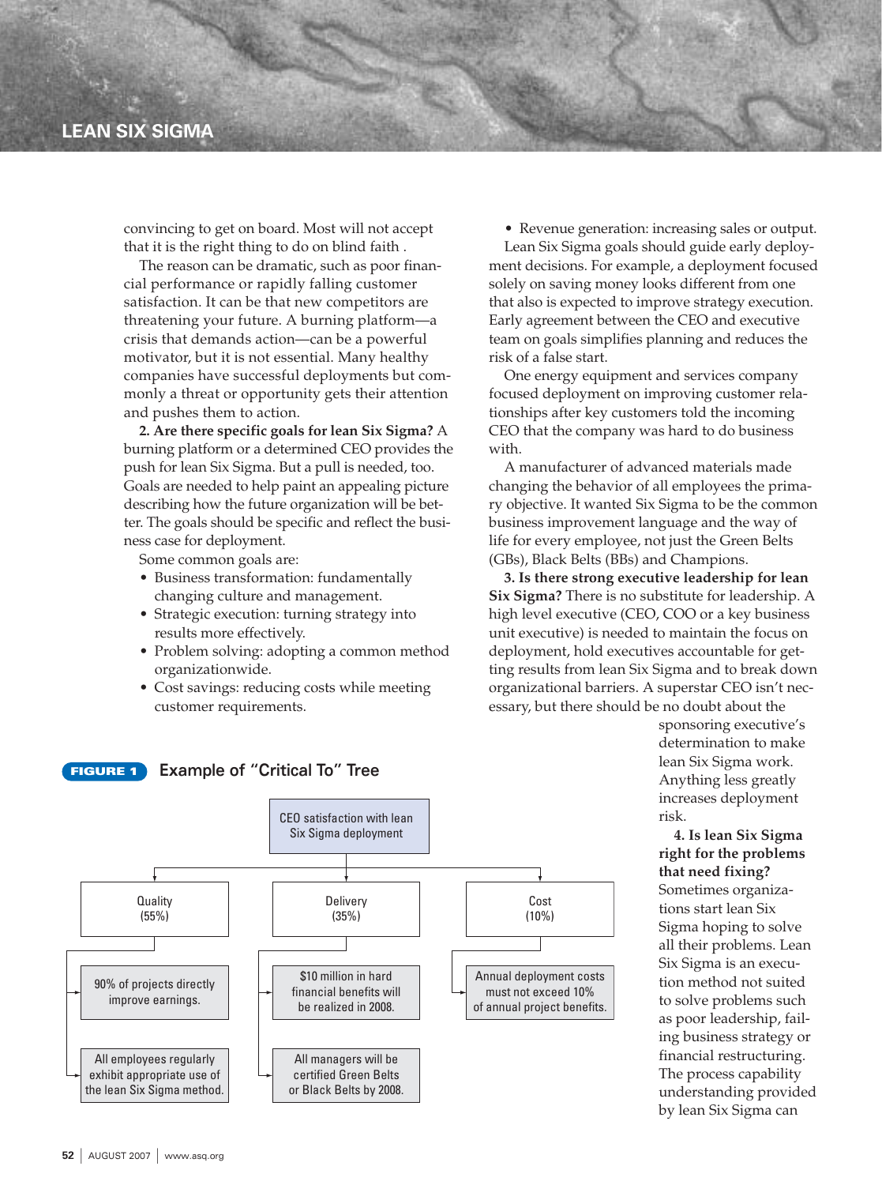convincing to get on board. Most will not accept that it is the right thing to do on blind faith .

The reason can be dramatic, such as poor financial performance or rapidly falling customer satisfaction. It can be that new competitors are threatening your future. A burning platform—a crisis that demands action—can be a powerful motivator, but it is not essential. Many healthy companies have successful deployments but commonly a threat or opportunity gets their attention and pushes them to action.

**2. Are there specific goals for lean Six Sigma?** A burning platform or a determined CEO provides the push for lean Six Sigma. But a pull is needed, too. Goals are needed to help paint an appealing picture describing how the future organization will be better. The goals should be specific and reflect the business case for deployment.

Some common goals are:

- Business transformation: fundamentally changing culture and management.
- Strategic execution: turning strategy into results more effectively.
- Problem solving: adopting a common method organizationwide.
- Cost savings: reducing costs while meeting customer requirements.
- Revenue generation: increasing sales or output.

Lean Six Sigma goals should guide early deployment decisions. For example, a deployment focused solely on saving money looks different from one that also is expected to improve strategy execution. Early agreement between the CEO and executive team on goals simplifies planning and reduces the risk of a false start.

One energy equipment and services company focused deployment on improving customer relationships after key customers told the incoming CEO that the company was hard to do business with.

A manufacturer of advanced materials made changing the behavior of all employees the primary objective. It wanted Six Sigma to be the common business improvement language and the way of life for every employee, not just the Green Belts (GBs), Black Belts (BBs) and Champions.

**3. Is there strong executive leadership for lean Six Sigma?** There is no substitute for leadership. A high level executive (CEO, COO or a key business unit executive) is needed to maintain the focus on deployment, hold executives accountable for getting results from lean Six Sigma and to break down organizational barriers. A superstar CEO isn't necessary, but there should be no doubt about the sponsoring executive's determination to make lean Six Sigma work. Anything less greatly increases deployment risk.

**4. Is lean Six Sigma right for the problems that need fixing?** Sometimes organizations start lean Six Sigma hoping to solve all their problems. Lean Six Sigma is an execution method not suited to solve problems such as poor leadership, failing business strategy or financial restructuring. The process capability understanding provided by lean Six Sigma can

**FIGURE 1** Example of "Critical To" Tree

- CEO satisfaction with lean Six Sigma deployment
  - Quality (55%)
    - 90% of projects directly improve earnings.
    - All employees regularly exhibit appropriate use of the lean Six Sigma method.
  - Delivery (35%)
    - $10 million in hard financial benefits will be realized in 2008.
    - All managers will be certified Green Belts or Black Belts by 2008.
  - Cost (10%)
    - Annual deployment costs must not exceed 10% of annual project benefits.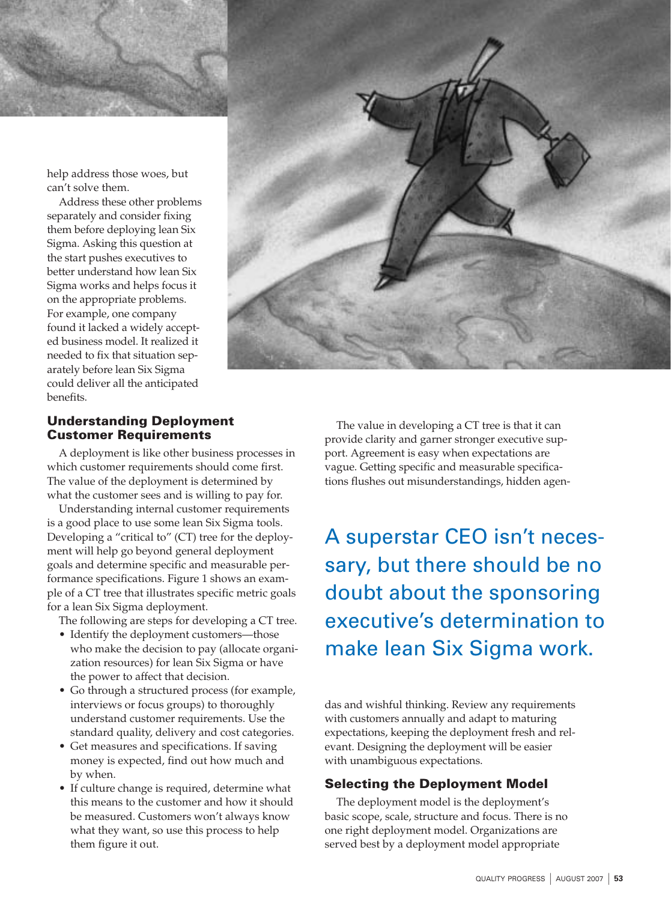help address those woes, but can't solve them.

Address these other problems separately and consider fixing them before deploying lean Six Sigma. Asking this question at the start pushes executives to better understand how lean Six Sigma works and helps focus it on the appropriate problems. For example, one company found it lacked a widely accepted business model. It realized it needed to fix that situation separately before lean Six Sigma could deliver all the anticipated benefits.

### Understanding Deployment Customer Requirements

A deployment is like other business processes in which customer requirements should come first. The value of the deployment is determined by what the customer sees and is willing to pay for.

Understanding internal customer requirements is a good place to use some lean Six Sigma tools. Developing a "critical to" (CT) tree for the deployment will help go beyond general deployment goals and determine specific and measurable performance specifications. Figure 1 shows an example of a CT tree that illustrates specific metric goals for a lean Six Sigma deployment.

The following are steps for developing a CT tree.

- Identify the deployment customers—those who make the decision to pay (allocate organization resources) for lean Six Sigma or have the power to affect that decision.
- Go through a structured process (for example, interviews or focus groups) to thoroughly understand customer requirements. Use the standard quality, delivery and cost categories.
- Get measures and specifications. If saving money is expected, find out how much and by when.
- If culture change is required, determine what this means to the customer and how it should be measured. Customers won't always know what they want, so use this process to help them figure it out.

The value in developing a CT tree is that it can provide clarity and garner stronger executive support. Agreement is easy when expectations are vague. Getting specific and measurable specifications flushes out misunderstandings, hidden agendas and wishful thinking. Review any requirements with customers annually and adapt to maturing expectations, keeping the deployment fresh and relevant. Designing the deployment will be easier with unambiguous expectations.

> A superstar CEO isn't necessary, but there should be no doubt about the sponsoring executive's determination to make lean Six Sigma work.

### Selecting the Deployment Model

The deployment model is the deployment's basic scope, scale, structure and focus. There is no one right deployment model. Organizations are served best by a deployment model appropriate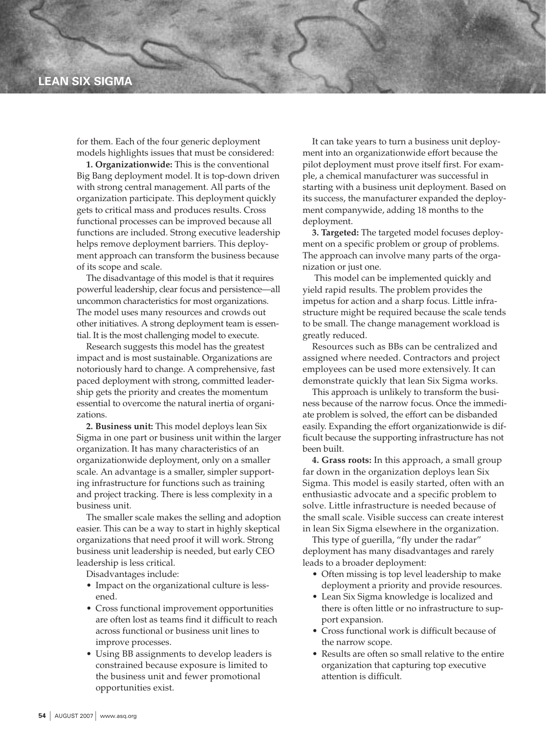for them. Each of the four generic deployment models highlights issues that must be considered:

**1. Organizationwide:** This is the conventional Big Bang deployment model. It is top-down driven with strong central management. All parts of the organization participate. This deployment quickly gets to critical mass and produces results. Cross functional processes can be improved because all functions are included. Strong executive leadership helps remove deployment barriers. This deployment approach can transform the business because of its scope and scale.

The disadvantage of this model is that it requires powerful leadership, clear focus and persistence—all uncommon characteristics for most organizations. The model uses many resources and crowds out other initiatives. A strong deployment team is essential. It is the most challenging model to execute.

Research suggests this model has the greatest impact and is most sustainable. Organizations are notoriously hard to change. A comprehensive, fast paced deployment with strong, committed leadership gets the priority and creates the momentum essential to overcome the natural inertia of organizations.

**2. Business unit:** This model deploys lean Six Sigma in one part or business unit within the larger organization. It has many characteristics of an organizationwide deployment, only on a smaller scale. An advantage is a smaller, simpler supporting infrastructure for functions such as training and project tracking. There is less complexity in a business unit.

The smaller scale makes the selling and adoption easier. This can be a way to start in highly skeptical organizations that need proof it will work. Strong business unit leadership is needed, but early CEO leadership is less critical.

Disadvantages include:

- Impact on the organizational culture is lessened.
- Cross functional improvement opportunities are often lost as teams find it difficult to reach across functional or business unit lines to improve processes.
- Using BB assignments to develop leaders is constrained because exposure is limited to the business unit and fewer promotional opportunities exist.

It can take years to turn a business unit deployment into an organizationwide effort because the pilot deployment must prove itself first. For example, a chemical manufacturer was successful in starting with a business unit deployment. Based on its success, the manufacturer expanded the deployment companywide, adding 18 months to the deployment.

**3. Targeted:** The targeted model focuses deployment on a specific problem or group of problems. The approach can involve many parts of the organization or just one.

This model can be implemented quickly and yield rapid results. The problem provides the impetus for action and a sharp focus. Little infrastructure might be required because the scale tends to be small. The change management workload is greatly reduced.

Resources such as BBs can be centralized and assigned where needed. Contractors and project employees can be used more extensively. It can demonstrate quickly that lean Six Sigma works.

This approach is unlikely to transform the business because of the narrow focus. Once the immediate problem is solved, the effort can be disbanded easily. Expanding the effort organizationwide is difficult because the supporting infrastructure has not been built.

**4. Grass roots:** In this approach, a small group far down in the organization deploys lean Six Sigma. This model is easily started, often with an enthusiastic advocate and a specific problem to solve. Little infrastructure is needed because of the small scale. Visible success can create interest in lean Six Sigma elsewhere in the organization.

This type of guerilla, "fly under the radar" deployment has many disadvantages and rarely leads to a broader deployment:

- Often missing is top level leadership to make deployment a priority and provide resources.
- Lean Six Sigma knowledge is localized and there is often little or no infrastructure to support expansion.
- Cross functional work is difficult because of the narrow scope.
- Results are often so small relative to the entire organization that capturing top executive attention is difficult.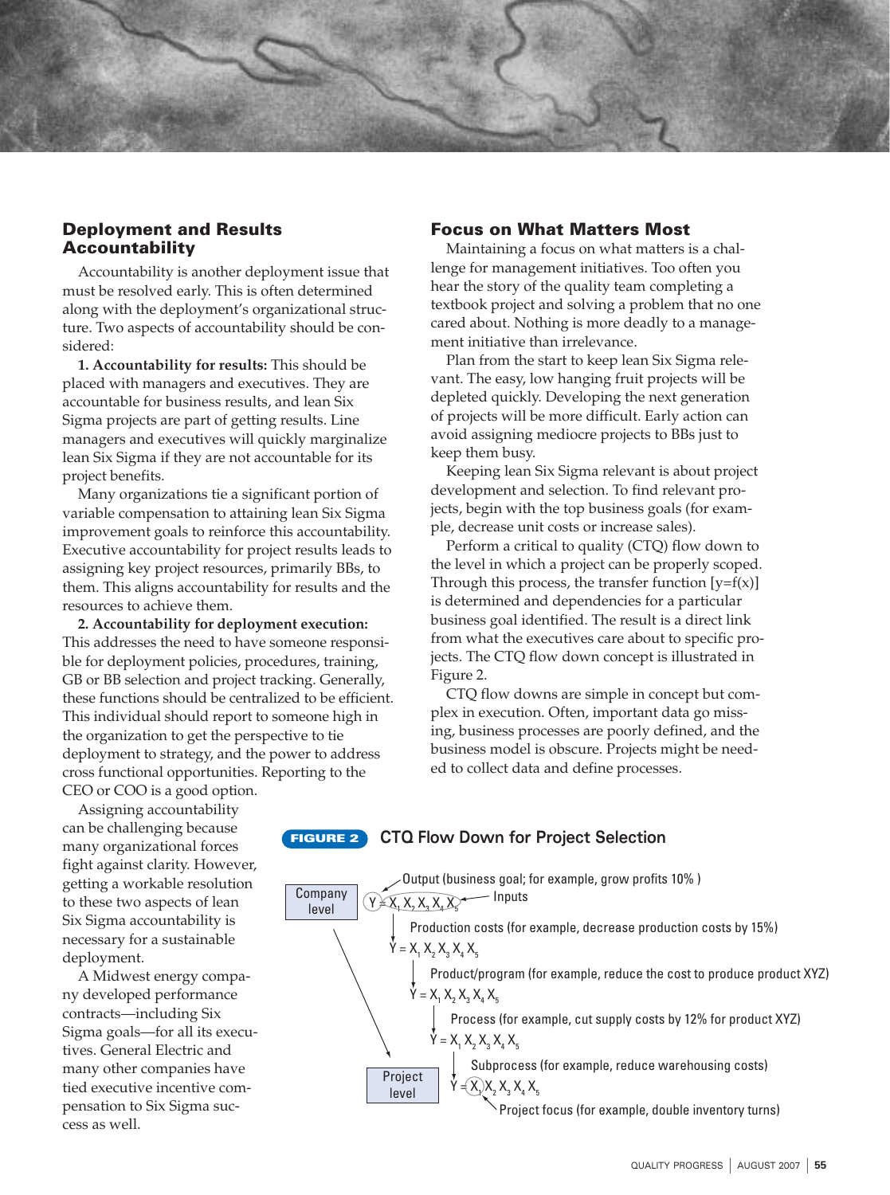## Deployment and Results Accountability

Accountability is another deployment issue that must be resolved early. This is often determined along with the deployment's organizational structure. Two aspects of accountability should be considered:

**1. Accountability for results:** This should be placed with managers and executives. They are accountable for business results, and lean Six Sigma projects are part of getting results. Line managers and executives will quickly marginalize lean Six Sigma if they are not accountable for its project benefits.

Many organizations tie a significant portion of variable compensation to attaining lean Six Sigma improvement goals to reinforce this accountability. Executive accountability for project results leads to assigning key project resources, primarily BBs, to them. This aligns accountability for results and the resources to achieve them.

**2. Accountability for deployment execution:** This addresses the need to have someone responsible for deployment policies, procedures, training, GB or BB selection and project tracking. Generally, these functions should be centralized to be efficient. This individual should report to someone high in the organization to get the perspective to tie deployment to strategy, and the power to address cross functional opportunities. Reporting to the CEO or COO is a good option.

Assigning accountability can be challenging because many organizational forces fight against clarity. However, getting a workable resolution to these two aspects of lean Six Sigma accountability is necessary for a sustainable deployment.

A Midwest energy company developed performance contracts—including Six Sigma goals—for all its executives. General Electric and many other companies have tied executive incentive compensation to Six Sigma success as well.

## Focus on What Matters Most

Maintaining a focus on what matters is a challenge for management initiatives. Too often you hear the story of the quality team completing a textbook project and solving a problem that no one cared about. Nothing is more deadly to a management initiative than irrelevance.

Plan from the start to keep lean Six Sigma relevant. The easy, low hanging fruit projects will be depleted quickly. Developing the next generation of projects will be more difficult. Early action can avoid assigning mediocre projects to BBs just to keep them busy.

Keeping lean Six Sigma relevant is about project development and selection. To find relevant projects, begin with the top business goals (for example, decrease unit costs or increase sales).

Perform a critical to quality (CTQ) flow down to the level in which a project can be properly scoped. Through this process, the transfer function [y=f(x)] is determined and dependencies for a particular business goal identified. The result is a direct link from what the executives care about to specific projects. The CTQ flow down concept is illustrated in Figure 2.

CTQ flow downs are simple in concept but complex in execution. Often, important data go missing, business processes are poorly defined, and the business model is obscure. Projects might be needed to collect data and define processes.

**FIGURE 2** CTQ Flow Down for Project Selection

- Company level: $Y = X_1 X_2 X_3 X_4 X_5$ — Output (business goal; for example, grow profits 10%); Inputs
- Production costs (for example, decrease production costs by 15%): $Y = X_1 X_2 X_3 X_4 X_5$
- Product/program (for example, reduce the cost to produce product XYZ): $Y = X_1 X_2 X_3 X_4 X_5$
- Process (for example, cut supply costs by 12% for product XYZ): $Y = X_1 X_2 X_3 X_4 X_5$
- Subprocess (for example, reduce warehousing costs): $Y = X_1 X_2 X_3 X_4 X_5$
- Project level: Project focus (for example, double inventory turns)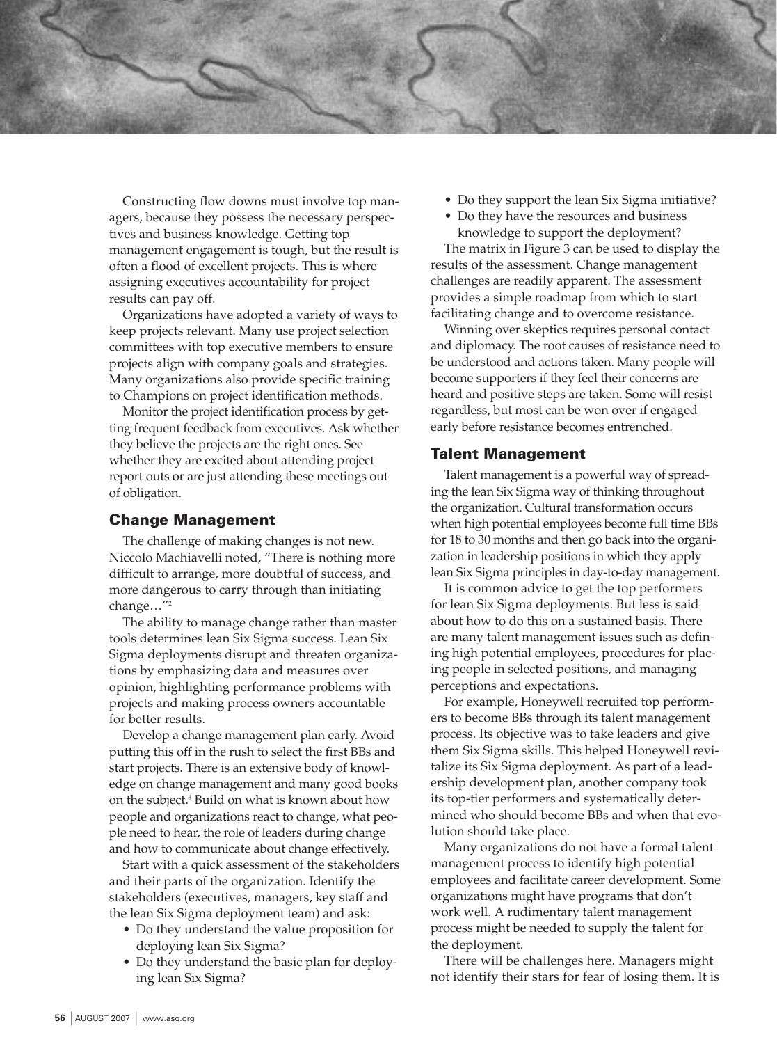Constructing flow downs must involve top managers, because they possess the necessary perspectives and business knowledge. Getting top management engagement is tough, but the result is often a flood of excellent projects. This is where assigning executives accountability for project results can pay off.

Organizations have adopted a variety of ways to keep projects relevant. Many use project selection committees with top executive members to ensure projects align with company goals and strategies. Many organizations also provide specific training to Champions on project identification methods.

Monitor the project identification process by getting frequent feedback from executives. Ask whether they believe the projects are the right ones. See whether they are excited about attending project report outs or are just attending these meetings out of obligation.

## Change Management

The challenge of making changes is not new. Niccolo Machiavelli noted, "There is nothing more difficult to arrange, more doubtful of success, and more dangerous to carry through than initiating change…"[2]

The ability to manage change rather than master tools determines lean Six Sigma success. Lean Six Sigma deployments disrupt and threaten organizations by emphasizing data and measures over opinion, highlighting performance problems with projects and making process owners accountable for better results.

Develop a change management plan early. Avoid putting this off in the rush to select the first BBs and start projects. There is an extensive body of knowledge on change management and many good books on the subject.[3] Build on what is known about how people and organizations react to change, what people need to hear, the role of leaders during change and how to communicate about change effectively.

Start with a quick assessment of the stakeholders and their parts of the organization. Identify the stakeholders (executives, managers, key staff and the lean Six Sigma deployment team) and ask:

- Do they understand the value proposition for deploying lean Six Sigma?
- Do they understand the basic plan for deploying lean Six Sigma?
- Do they support the lean Six Sigma initiative?
- Do they have the resources and business knowledge to support the deployment?

The matrix in Figure 3 can be used to display the results of the assessment. Change management challenges are readily apparent. The assessment provides a simple roadmap from which to start facilitating change and to overcome resistance.

Winning over skeptics requires personal contact and diplomacy. The root causes of resistance need to be understood and actions taken. Many people will become supporters if they feel their concerns are heard and positive steps are taken. Some will resist regardless, but most can be won over if engaged early before resistance becomes entrenched.

## Talent Management

Talent management is a powerful way of spreading the lean Six Sigma way of thinking throughout the organization. Cultural transformation occurs when high potential employees become full time BBs for 18 to 30 months and then go back into the organization in leadership positions in which they apply lean Six Sigma principles in day-to-day management.

It is common advice to get the top performers for lean Six Sigma deployments. But less is said about how to do this on a sustained basis. There are many talent management issues such as defining high potential employees, procedures for placing people in selected positions, and managing perceptions and expectations.

For example, Honeywell recruited top performers to become BBs through its talent management process. Its objective was to take leaders and give them Six Sigma skills. This helped Honeywell revitalize its Six Sigma deployment. As part of a leadership development plan, another company took its top-tier performers and systematically determined who should become BBs and when that evolution should take place.

Many organizations do not have a formal talent management process to identify high potential employees and facilitate career development. Some organizations might have programs that don't work well. A rudimentary talent management process might be needed to supply the talent for the deployment.

There will be challenges here. Managers might not identify their stars for fear of losing them. It is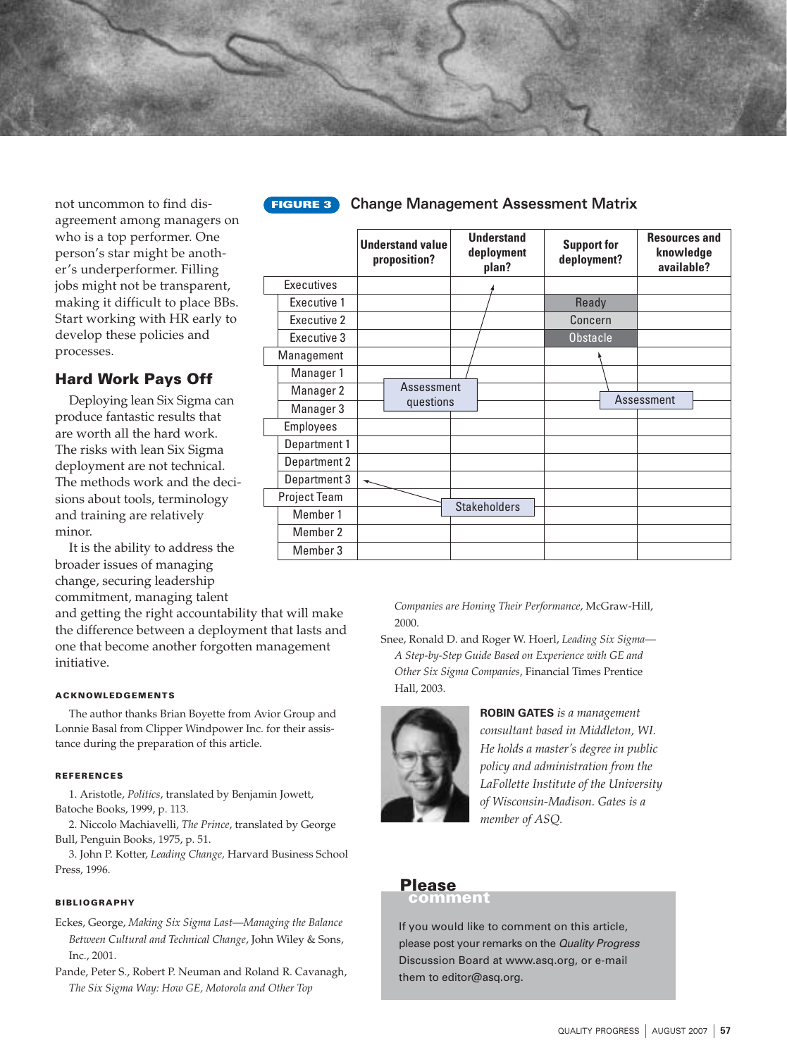not uncommon to find disagreement among managers on who is a top performer. One person's star might be another's underperformer. Filling jobs might not be transparent, making it difficult to place BBs. Start working with HR early to develop these policies and processes.

## Hard Work Pays Off

Deploying lean Six Sigma can produce fantastic results that are worth all the hard work. The risks with lean Six Sigma deployment are not technical. The methods work and the decisions about tools, terminology and training are relatively minor.

It is the ability to address the broader issues of managing change, securing leadership commitment, managing talent and getting the right accountability that will make the difference between a deployment that lasts and one that become another forgotten management initiative.

**FIGURE 3** Change Management Assessment Matrix

| | Understand value proposition? | Understand deployment plan? | Support for deployment? | Resources and knowledge available? |
|---|---|---|---|---|
| Executives | | | | |
| Executive 1 | | | Ready | |
| Executive 2 | | | Concern | |
| Executive 3 | | | Obstacle | |
| Management | | | | |
| Manager 1 | | | | |
| Manager 2 | | | | |
| Manager 3 | | | | |
| Employees | | | | |
| Department 1 | | | | |
| Department 2 | | | | |
| Department 3 | | | | |
| Project Team | | | | |
| Member 1 | | | | |
| Member 2 | | | | |
| Member 3 | | | | |

Assessment questions

Assessment

Stakeholders

#### ACKNOWLEDGEMENTS

The author thanks Brian Boyette from Avior Group and Lonnie Basal from Clipper Windpower Inc. for their assistance during the preparation of this article.

#### REFERENCES

1. Aristotle, *Politics*, translated by Benjamin Jowett, Batoche Books, 1999, p. 113.
2. Niccolo Machiavelli, *The Prince*, translated by George Bull, Penguin Books, 1975, p. 51.
3. John P. Kotter, *Leading Change*, Harvard Business School Press, 1996.

#### BIBLIOGRAPHY

Eckes, George, *Making Six Sigma Last—Managing the Balance Between Cultural and Technical Change*, John Wiley & Sons, Inc., 2001.

Pande, Peter S., Robert P. Neuman and Roland R. Cavanagh, *The Six Sigma Way: How GE, Motorola and Other Top Companies are Honing Their Performance*, McGraw-Hill, 2000.

Snee, Ronald D. and Roger W. Hoerl, *Leading Six Sigma—A Step-by-Step Guide Based on Experience with GE and Other Six Sigma Companies*, Financial Times Prentice Hall, 2003.

**ROBIN GATES** *is a management consultant based in Middleton, WI. He holds a master's degree in public policy and administration from the LaFollette Institute of the University of Wisconsin-Madison. Gates is a member of ASQ.*

**Please comment**

If you would like to comment on this article, please post your remarks on the *Quality Progress* Discussion Board at www.asq.org, or e-mail them to editor@asq.org.